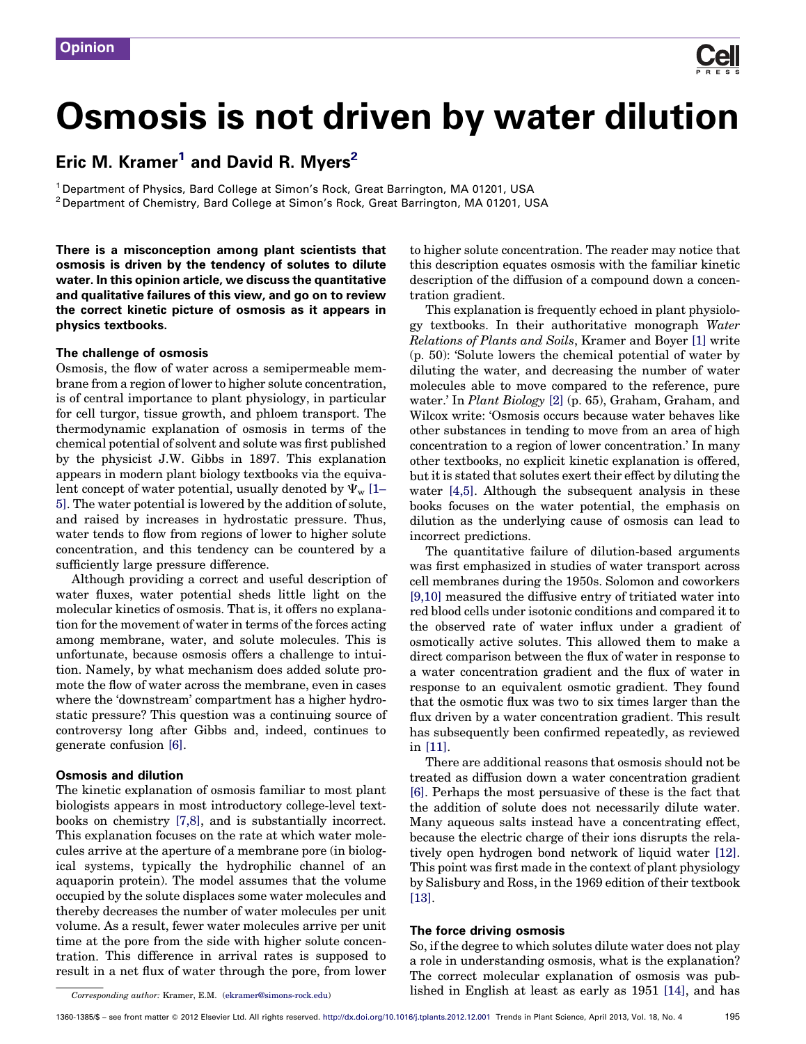Opinion

# Osmosis is not driven by water dilution

**Eric M. Kramer[1] and David R. Myers[2]**

[1] Department of Physics, Bard College at Simon's Rock, Great Barrington, MA 01201, USA
[2] Department of Chemistry, Bard College at Simon's Rock, Great Barrington, MA 01201, USA

**There is a misconception among plant scientists that osmosis is driven by the tendency of solutes to dilute water. In this opinion article, we discuss the quantitative and qualitative failures of this view, and go on to review the correct kinetic picture of osmosis as it appears in physics textbooks.**

## The challenge of osmosis

Osmosis, the flow of water across a semipermeable membrane from a region of lower to higher solute concentration, is of central importance to plant physiology, in particular for cell turgor, tissue growth, and phloem transport. The thermodynamic explanation of osmosis in terms of the chemical potential of solvent and solute was first published by the physicist J.W. Gibbs in 1897. This explanation appears in modern plant biology textbooks via the equivalent concept of water potential, usually denoted by $\Psi_w$ [1–5]. The water potential is lowered by the addition of solute, and raised by increases in hydrostatic pressure. Thus, water tends to flow from regions of lower to higher solute concentration, and this tendency can be countered by a sufficiently large pressure difference.

Although providing a correct and useful description of water fluxes, water potential sheds little light on the molecular kinetics of osmosis. That is, it offers no explanation for the movement of water in terms of the forces acting among membrane, water, and solute molecules. This is unfortunate, because osmosis offers a challenge to intuition. Namely, by what mechanism does added solute promote the flow of water across the membrane, even in cases where the 'downstream' compartment has a higher hydrostatic pressure? This question was a continuing source of controversy long after Gibbs and, indeed, continues to generate confusion [6].

## Osmosis and dilution

The kinetic explanation of osmosis familiar to most plant biologists appears in most introductory college-level textbooks on chemistry [7,8], and is substantially incorrect. This explanation focuses on the rate at which water molecules arrive at the aperture of a membrane pore (in biological systems, typically the hydrophilic channel of an aquaporin protein). The model assumes that the volume occupied by the solute displaces some water molecules and thereby decreases the number of water molecules per unit volume. As a result, fewer water molecules arrive per unit time at the pore from the side with higher solute concentration. This difference in arrival rates is supposed to result in a net flux of water through the pore, from lower to higher solute concentration. The reader may notice that this description equates osmosis with the familiar kinetic description of the diffusion of a compound down a concentration gradient.

This explanation is frequently echoed in plant physiology textbooks. In their authoritative monograph *Water Relations of Plants and Soils*, Kramer and Boyer [1] write (p. 50): 'Solute lowers the chemical potential of water by diluting the water, and decreasing the number of water molecules able to move compared to the reference, pure water.' In *Plant Biology* [2] (p. 65), Graham, Graham, and Wilcox write: 'Osmosis occurs because water behaves like other substances in tending to move from an area of high concentration to a region of lower concentration.' In many other textbooks, no explicit kinetic explanation is offered, but it is stated that solutes exert their effect by diluting the water [4,5]. Although the subsequent analysis in these books focuses on the water potential, the emphasis on dilution as the underlying cause of osmosis can lead to incorrect predictions.

The quantitative failure of dilution-based arguments was first emphasized in studies of water transport across cell membranes during the 1950s. Solomon and coworkers [9,10] measured the diffusive entry of tritiated water into red blood cells under isotonic conditions and compared it to the observed rate of water influx under a gradient of osmotically active solutes. This allowed them to make a direct comparison between the flux of water in response to a water concentration gradient and the flux of water in response to an equivalent osmotic gradient. They found that the osmotic flux was two to six times larger than the flux driven by a water concentration gradient. This result has subsequently been confirmed repeatedly, as reviewed in [11].

There are additional reasons that osmosis should not be treated as diffusion down a water concentration gradient [6]. Perhaps the most persuasive of these is the fact that the addition of solute does not necessarily dilute water. Many aqueous salts instead have a concentrating effect, because the electric charge of their ions disrupts the relatively open hydrogen bond network of liquid water [12]. This point was first made in the context of plant physiology by Salisbury and Ross, in the 1969 edition of their textbook [13].

## The force driving osmosis

So, if the degree to which solutes dilute water does not play a role in understanding osmosis, what is the explanation? The correct molecular explanation of osmosis was published in English at least as early as 1951 [14], and has

*Corresponding author:* Kramer, E.M. (ekramer@simons-rock.edu)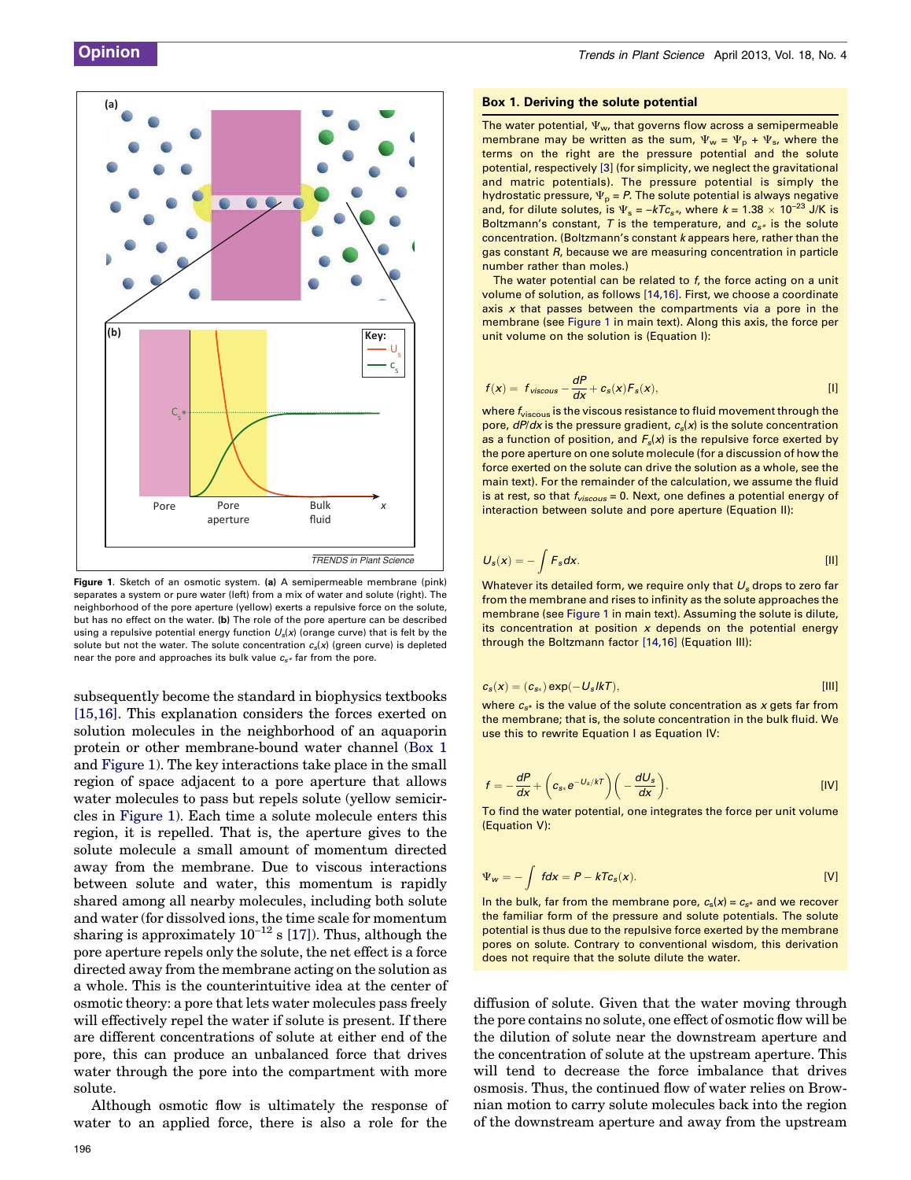Figure 1. Sketch of an osmotic system. (a) A semipermeable membrane (pink) separates a system or pure water (left) from a mix of water and solute (right). The neighborhood of the pore aperture (yellow) exerts a repulsive force on the solute, but has no effect on the water. (b) The role of the pore aperture can be described using a repulsive potential energy function $U_s(x)$ (orange curve) that is felt by the solute but not the water. The solute concentration $c_s(x)$ (green curve) is depleted near the pore and approaches its bulk value $c_{s*}$ far from the pore.

subsequently become the standard in biophysics textbooks [15,16]. This explanation considers the forces exerted on solution molecules in the neighborhood of an aquaporin protein or other membrane-bound water channel (Box 1 and Figure 1). The key interactions take place in the small region of space adjacent to a pore aperture that allows water molecules to pass but repels solute (yellow semicircles in Figure 1). Each time a solute molecule enters this region, it is repelled. That is, the aperture gives to the solute molecule a small amount of momentum directed away from the membrane. Due to viscous interactions between solute and water, this momentum is rapidly shared among all nearby molecules, including both solute and water (for dissolved ions, the time scale for momentum sharing is approximately $10^{-12}$ s [17]). Thus, although the pore aperture repels only the solute, the net effect is a force directed away from the membrane acting on the solution as a whole. This is the counterintuitive idea at the center of osmotic theory: a pore that lets water molecules pass freely will effectively repel the water if solute is present. If there are different concentrations of solute at either end of the pore, this can produce an unbalanced force that drives water through the pore into the compartment with more solute.

Although osmotic flow is ultimately the response of water to an applied force, there is also a role for the diffusion of solute. Given that the water moving through the pore contains no solute, one effect of osmotic flow will be the dilution of solute near the downstream aperture and the concentration of solute at the upstream aperture. This will tend to decrease the force imbalance that drives osmosis. Thus, the continued flow of water relies on Brownian motion to carry solute molecules back into the region of the downstream aperture and away from the upstream

## Box 1. Deriving the solute potential

The water potential, $\Psi_w$, that governs flow across a semipermeable membrane may be written as the sum, $\Psi_w = \Psi_p + \Psi_s$, where the terms on the right are the pressure potential and the solute potential, respectively [3] (for simplicity, we neglect the gravitational and matric potentials). The pressure potential is simply the hydrostatic pressure, $\Psi_p = P$. The solute potential is always negative and, for dilute solutes, is $\Psi_s = -kTc_{s*}$, where $k = 1.38 \times 10^{-23}$ J/K is Boltzmann's constant, $T$ is the temperature, and $c_{s*}$ is the solute concentration. (Boltzmann's constant $k$ appears here, rather than the gas constant $R$, because we are measuring concentration in particle number rather than moles.)

The water potential can be related to $f$, the force acting on a unit volume of solution, as follows [14,16]. First, we choose a coordinate axis $x$ that passes between the compartments via a pore in the membrane (see Figure 1 in main text). Along this axis, the force per unit volume on the solution is (Equation I):

$$f(x) = f_{viscous} - \frac{dP}{dx} + c_s(x)F_s(x), \quad \text{[I]}$$

where $f_{viscous}$ is the viscous resistance to fluid movement through the pore, $dP/dx$ is the pressure gradient, $c_s(x)$ is the solute concentration as a function of position, and $F_s(x)$ is the repulsive force exerted by the pore aperture on one solute molecule (for a discussion of how the force exerted on the solute can drive the solution as a whole, see the main text). For the remainder of the calculation, we assume the fluid is at rest, so that $f_{viscous} = 0$. Next, one defines a potential energy of interaction between solute and pore aperture (Equation II):

$$U_s(x) = -\int F_s dx. \quad \text{[II]}$$

Whatever its detailed form, we require only that $U_s$ drops to zero far from the membrane and rises to infinity as the solute approaches the membrane (see Figure 1 in main text). Assuming the solute is dilute, its concentration at position $x$ depends on the potential energy through the Boltzmann factor [14,16] (Equation III):

$$c_s(x) = (c_{s*})\exp(-U_s/kT), \quad \text{[III]}$$

where $c_{s*}$ is the value of the solute concentration as $x$ gets far from the membrane; that is, the solute concentration in the bulk fluid. We use this to rewrite Equation I as Equation IV:

$$f = -\frac{dP}{dx} + \left(c_{s*}e^{-U_s/kT}\right)\left(-\frac{dU_s}{dx}\right). \quad \text{[IV]}$$

To find the water potential, one integrates the force per unit volume (Equation V):

$$\Psi_w = -\int f dx = P - kTc_s(x). \quad \text{[V]}$$

In the bulk, far from the membrane pore, $c_s(x) = c_{s*}$ and we recover the familiar form of the pressure and solute potentials. The solute potential is thus due to the repulsive force exerted by the membrane pores on solute. Contrary to conventional wisdom, this derivation does not require that the solute dilute the water.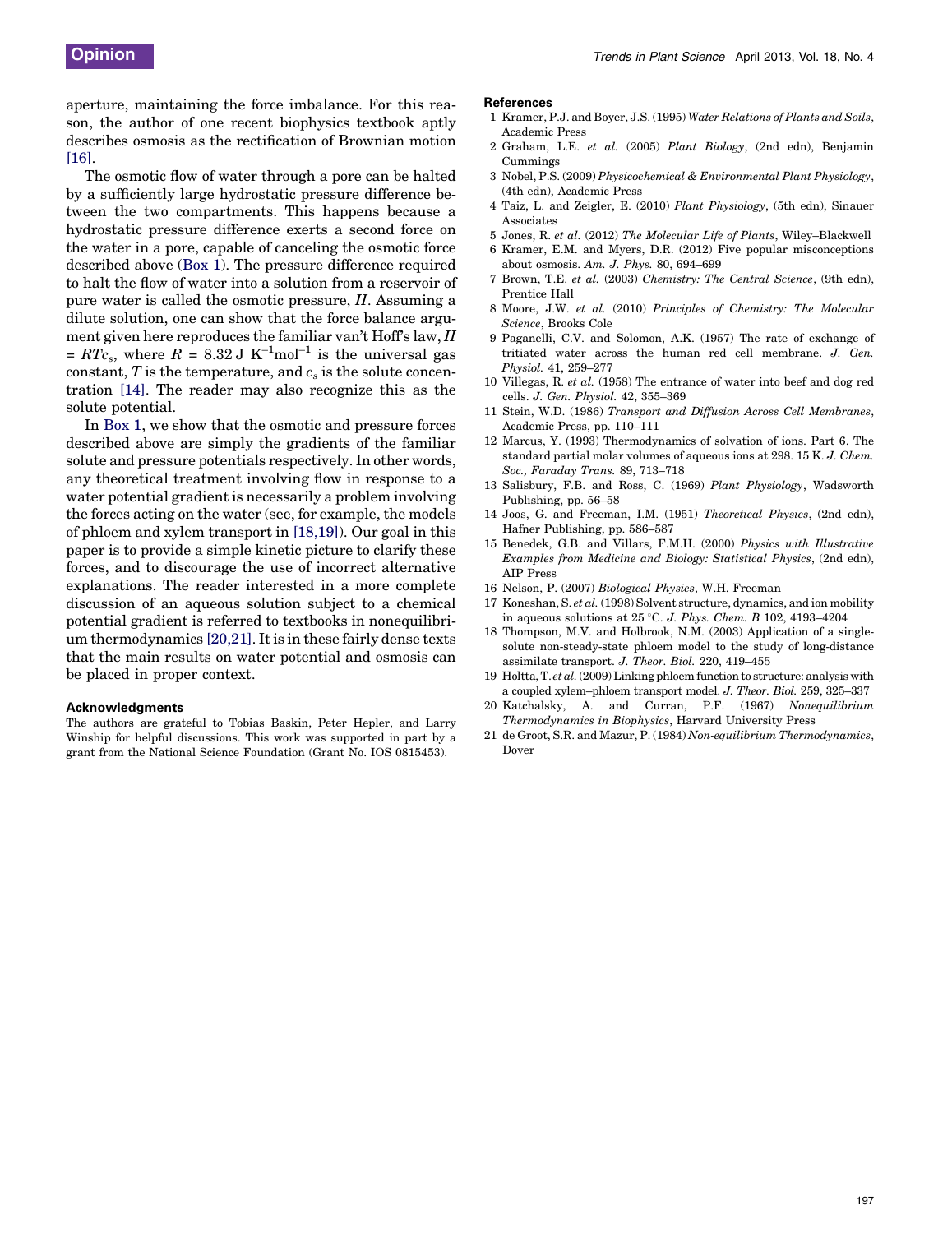aperture, maintaining the force imbalance. For this reason, the author of one recent biophysics textbook aptly describes osmosis as the rectification of Brownian motion [16].

The osmotic flow of water through a pore can be halted by a sufficiently large hydrostatic pressure difference between the two compartments. This happens because a hydrostatic pressure difference exerts a second force on the water in a pore, capable of canceling the osmotic force described above (Box 1). The pressure difference required to halt the flow of water into a solution from a reservoir of pure water is called the osmotic pressure, $\Pi$. Assuming a dilute solution, one can show that the force balance argument given here reproduces the familiar van't Hoff's law, $\Pi = RTc_s$, where $R = 8.32\ \mathrm{J\ K^{-1}mol^{-1}}$ is the universal gas constant, $T$ is the temperature, and $c_s$ is the solute concentration [14]. The reader may also recognize this as the solute potential.

In Box 1, we show that the osmotic and pressure forces described above are simply the gradients of the familiar solute and pressure potentials respectively. In other words, any theoretical treatment involving flow in response to a water potential gradient is necessarily a problem involving the forces acting on the water (see, for example, the models of phloem and xylem transport in [18,19]). Our goal in this paper is to provide a simple kinetic picture to clarify these forces, and to discourage the use of incorrect alternative explanations. The reader interested in a more complete discussion of an aqueous solution subject to a chemical potential gradient is referred to textbooks in nonequilibrium thermodynamics [20,21]. It is in these fairly dense texts that the main results on water potential and osmosis can be placed in proper context.

## Acknowledgments

The authors are grateful to Tobias Baskin, Peter Hepler, and Larry Winship for helpful discussions. This work was supported in part by a grant from the National Science Foundation (Grant No. IOS 0815453).

## References

1. Kramer, P.J. and Boyer, J.S. (1995) *Water Relations of Plants and Soils*, Academic Press
2. Graham, L.E. *et al.* (2005) *Plant Biology*, (2nd edn), Benjamin Cummings
3. Nobel, P.S. (2009) *Physicochemical & Environmental Plant Physiology*, (4th edn), Academic Press
4. Taiz, L. and Zeigler, E. (2010) *Plant Physiology*, (5th edn), Sinauer Associates
5. Jones, R. *et al.* (2012) *The Molecular Life of Plants*, Wiley–Blackwell
6. Kramer, E.M. and Myers, D.R. (2012) Five popular misconceptions about osmosis. *Am. J. Phys.* 80, 694–699
7. Brown, T.E. *et al.* (2003) *Chemistry: The Central Science*, (9th edn), Prentice Hall
8. Moore, J.W. *et al.* (2010) *Principles of Chemistry: The Molecular Science*, Brooks Cole
9. Paganelli, C.V. and Solomon, A.K. (1957) The rate of exchange of tritiated water across the human red cell membrane. *J. Gen. Physiol.* 41, 259–277
10. Villegas, R. *et al.* (1958) The entrance of water into beef and dog red cells. *J. Gen. Physiol.* 42, 355–369
11. Stein, W.D. (1986) *Transport and Diffusion Across Cell Membranes*, Academic Press, pp. 110–111
12. Marcus, Y. (1993) Thermodynamics of solvation of ions. Part 6. The standard partial molar volumes of aqueous ions at 298. 15 K. *J. Chem. Soc., Faraday Trans.* 89, 713–718
13. Salisbury, F.B. and Ross, C. (1969) *Plant Physiology*, Wadsworth Publishing, pp. 56–58
14. Joos, G. and Freeman, I.M. (1951) *Theoretical Physics*, (2nd edn), Hafner Publishing, pp. 586–587
15. Benedek, G.B. and Villars, F.M.H. (2000) *Physics with Illustrative Examples from Medicine and Biology: Statistical Physics*, (2nd edn), AIP Press
16. Nelson, P. (2007) *Biological Physics*, W.H. Freeman
17. Koneshan, S. *et al.* (1998) Solvent structure, dynamics, and ion mobility in aqueous solutions at 25 °C. *J. Phys. Chem. B* 102, 4193–4204
18. Thompson, M.V. and Holbrook, N.M. (2003) Application of a single-solute non-steady-state phloem model to the study of long-distance assimilate transport. *J. Theor. Biol.* 220, 419–455
19. Holtta, T. *et al.* (2009) Linking phloem function to structure: analysis with a coupled xylem–phloem transport model. *J. Theor. Biol.* 259, 325–337
20. Katchalsky, A. and Curran, P.F. (1967) *Nonequilibrium Thermodynamics in Biophysics*, Harvard University Press
21. de Groot, S.R. and Mazur, P. (1984) *Non-equilibrium Thermodynamics*, Dover